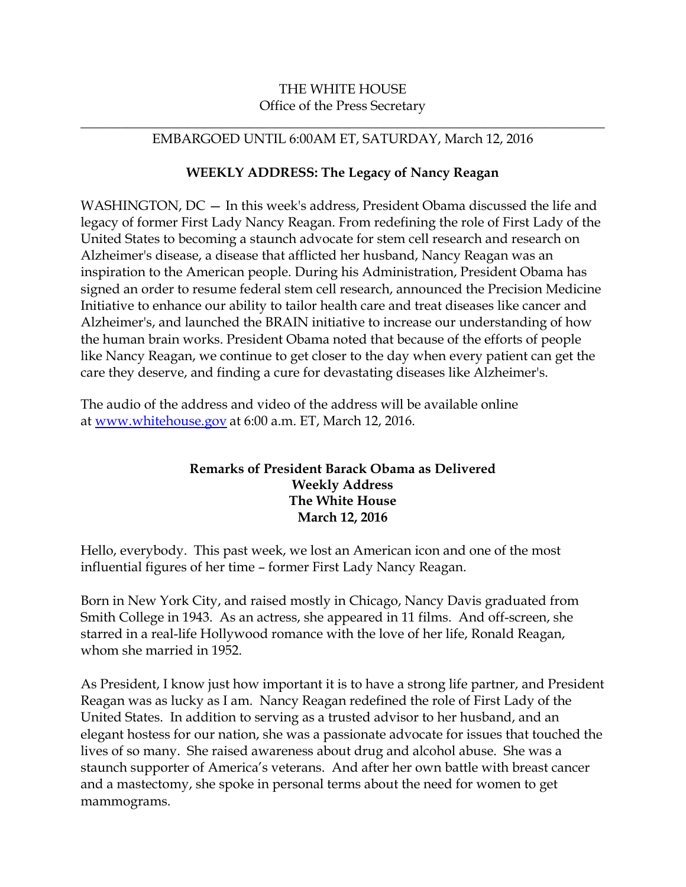THE WHITE HOUSE
Office of the Press Secretary

---

EMBARGOED UNTIL 6:00AM ET, SATURDAY, March 12, 2016

## WEEKLY ADDRESS: The Legacy of Nancy Reagan

WASHINGTON, DC — In this week's address, President Obama discussed the life and legacy of former First Lady Nancy Reagan. From redefining the role of First Lady of the United States to becoming a staunch advocate for stem cell research and research on Alzheimer's disease, a disease that afflicted her husband, Nancy Reagan was an inspiration to the American people. During his Administration, President Obama has signed an order to resume federal stem cell research, announced the Precision Medicine Initiative to enhance our ability to tailor health care and treat diseases like cancer and Alzheimer's, and launched the BRAIN initiative to increase our understanding of how the human brain works. President Obama noted that because of the efforts of people like Nancy Reagan, we continue to get closer to the day when every patient can get the care they deserve, and finding a cure for devastating diseases like Alzheimer's.

The audio of the address and video of the address will be available online at [www.whitehouse.gov](http://www.whitehouse.gov) at 6:00 a.m. ET, March 12, 2016.

**Remarks of President Barack Obama as Delivered**
**Weekly Address**
**The White House**
**March 12, 2016**

Hello, everybody. This past week, we lost an American icon and one of the most influential figures of her time – former First Lady Nancy Reagan.

Born in New York City, and raised mostly in Chicago, Nancy Davis graduated from Smith College in 1943. As an actress, she appeared in 11 films. And off-screen, she starred in a real-life Hollywood romance with the love of her life, Ronald Reagan, whom she married in 1952.

As President, I know just how important it is to have a strong life partner, and President Reagan was as lucky as I am. Nancy Reagan redefined the role of First Lady of the United States. In addition to serving as a trusted advisor to her husband, and an elegant hostess for our nation, she was a passionate advocate for issues that touched the lives of so many. She raised awareness about drug and alcohol abuse. She was a staunch supporter of America's veterans. And after her own battle with breast cancer and a mastectomy, she spoke in personal terms about the need for women to get mammograms.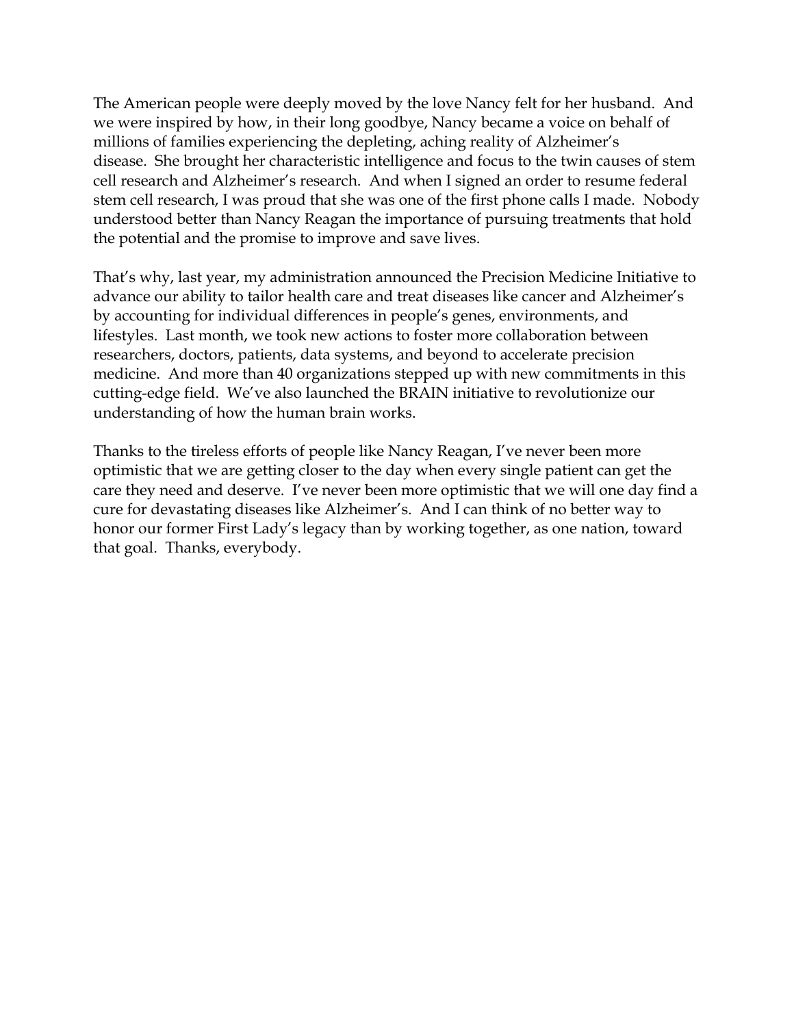The American people were deeply moved by the love Nancy felt for her husband. And we were inspired by how, in their long goodbye, Nancy became a voice on behalf of millions of families experiencing the depleting, aching reality of Alzheimer's disease. She brought her characteristic intelligence and focus to the twin causes of stem cell research and Alzheimer's research. And when I signed an order to resume federal stem cell research, I was proud that she was one of the first phone calls I made. Nobody understood better than Nancy Reagan the importance of pursuing treatments that hold the potential and the promise to improve and save lives.

That's why, last year, my administration announced the Precision Medicine Initiative to advance our ability to tailor health care and treat diseases like cancer and Alzheimer's by accounting for individual differences in people's genes, environments, and lifestyles. Last month, we took new actions to foster more collaboration between researchers, doctors, patients, data systems, and beyond to accelerate precision medicine. And more than 40 organizations stepped up with new commitments in this cutting-edge field. We've also launched the BRAIN initiative to revolutionize our understanding of how the human brain works.

Thanks to the tireless efforts of people like Nancy Reagan, I've never been more optimistic that we are getting closer to the day when every single patient can get the care they need and deserve. I've never been more optimistic that we will one day find a cure for devastating diseases like Alzheimer's. And I can think of no better way to honor our former First Lady's legacy than by working together, as one nation, toward that goal. Thanks, everybody.